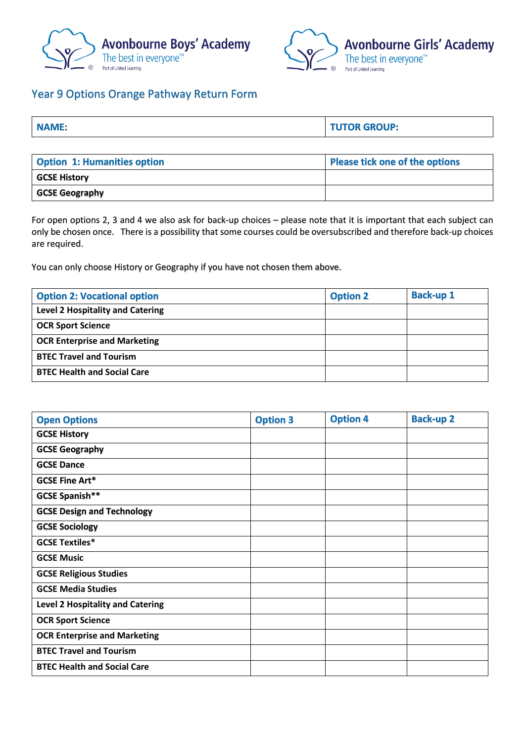Avonbourne Boys' Academy
The best in everyone™
Part of United Learning

Avonbourne Girls' Academy
The best in everyone™
Part of United Learning

## Year 9 Options Orange Pathway Return Form

| NAME: | TUTOR GROUP: |
|---|---|

| Option 1: Humanities option | Please tick one of the options |
|---|---|
| GCSE History | |
| GCSE Geography | |

For open options 2, 3 and 4 we also ask for back-up choices – please note that it is important that each subject can only be chosen once. There is a possibility that some courses could be oversubscribed and therefore back-up choices are required.

You can only choose History or Geography if you have not chosen them above.

| Option 2: Vocational option | Option 2 | Back-up 1 |
|---|---|---|
| Level 2 Hospitality and Catering | | |
| OCR Sport Science | | |
| OCR Enterprise and Marketing | | |
| BTEC Travel and Tourism | | |
| BTEC Health and Social Care | | |

| Open Options | Option 3 | Option 4 | Back-up 2 |
|---|---|---|---|
| GCSE History | | | |
| GCSE Geography | | | |
| GCSE Dance | | | |
| GCSE Fine Art* | | | |
| GCSE Spanish** | | | |
| GCSE Design and Technology | | | |
| GCSE Sociology | | | |
| GCSE Textiles* | | | |
| GCSE Music | | | |
| GCSE Religious Studies | | | |
| GCSE Media Studies | | | |
| Level 2 Hospitality and Catering | | | |
| OCR Sport Science | | | |
| OCR Enterprise and Marketing | | | |
| BTEC Travel and Tourism | | | |
| BTEC Health and Social Care | | | |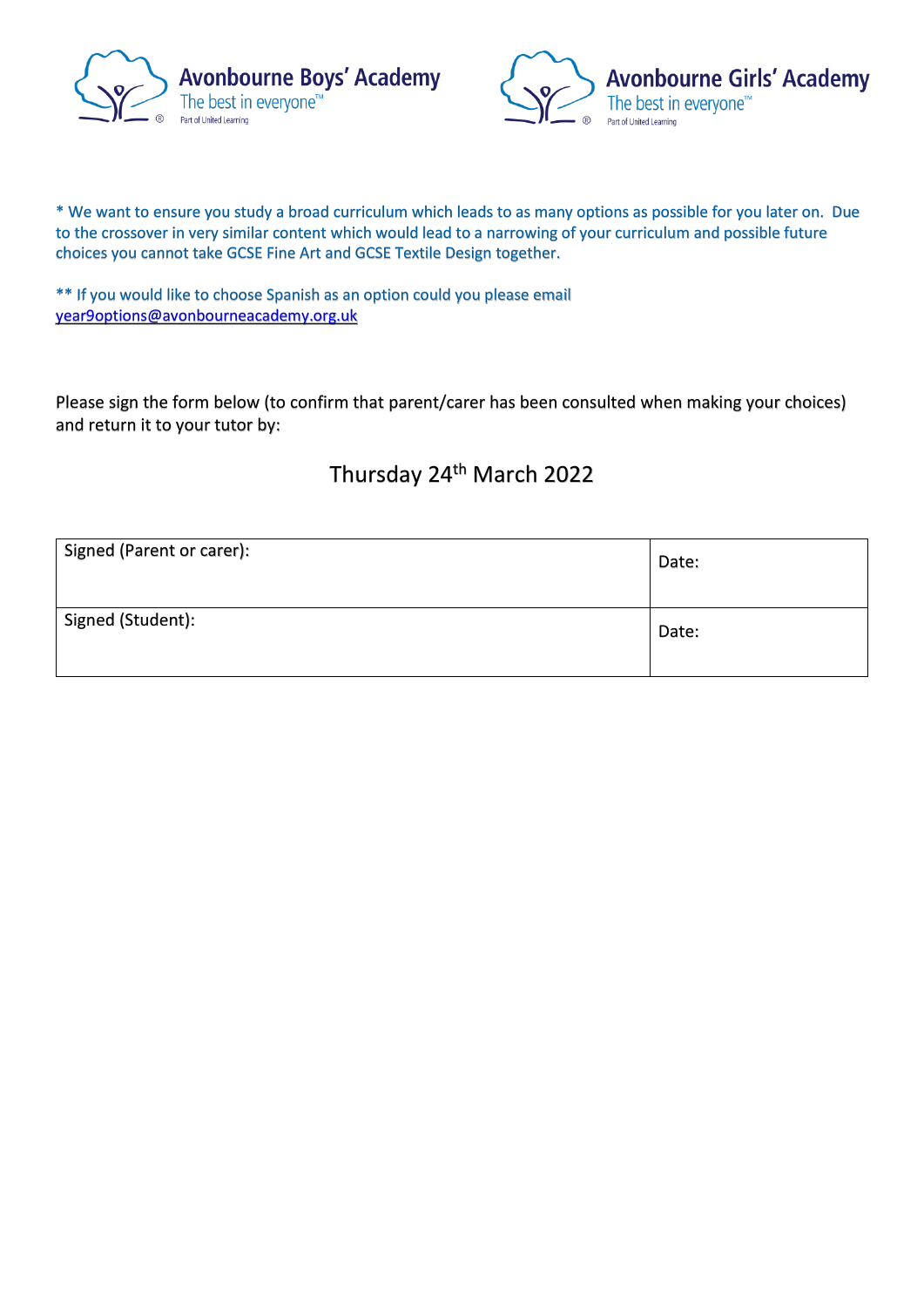**Avonbourne Boys' Academy**
The best in everyone™
Part of United Learning

**Avonbourne Girls' Academy**
The best in everyone™
Part of United Learning

* We want to ensure you study a broad curriculum which leads to as many options as possible for you later on. Due to the crossover in very similar content which would lead to a narrowing of your curriculum and possible future choices you cannot take GCSE Fine Art and GCSE Textile Design together.

** If you would like to choose Spanish as an option could you please email year9options@avonbourneacademy.org.uk

Please sign the form below (to confirm that parent/carer has been consulted when making your choices) and return it to your tutor by:

Thursday 24th March 2022

| | |
|---|---|
| Signed (Parent or carer): | Date: |
| Signed (Student): | Date: |